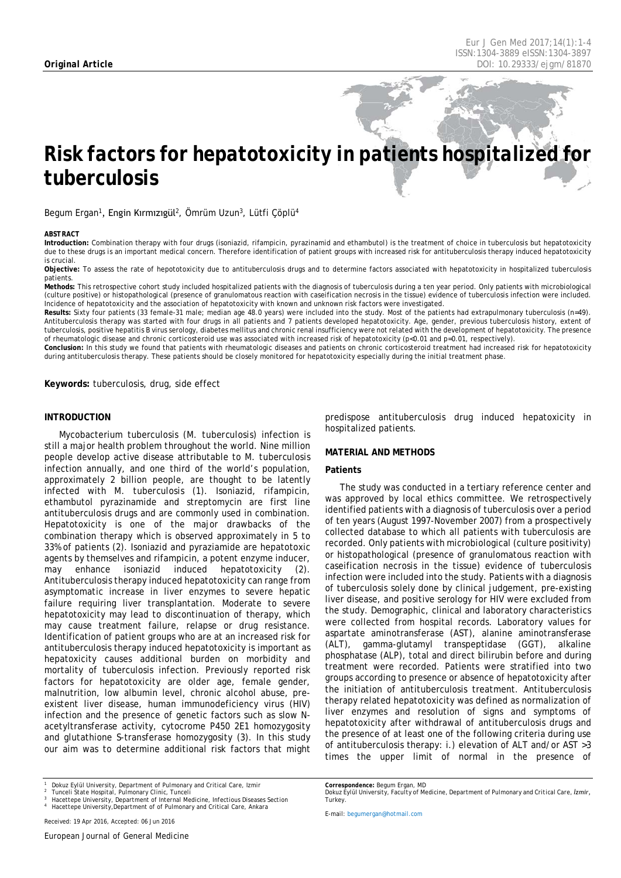**Original Article**

# Risk factors for hepatotoxicity in patients hospitalized for tuberculosis

Begum Ergan[1], Engin Kırmızıgül[2], Ömrüm Uzun[3], Lütfi Çöplü[4]

**ABSTRACT**

**Introduction:** Combination therapy with four drugs (isoniazid, rifampicin, pyrazinamid and ethambutol) is the treatment of choice in tuberculosis but hepatotoxicity due to these drugs is an important medical concern. Therefore identification of patient groups with increased risk for antituberculosis therapy induced hepatotoxicity is crucial.

**Objective:** To assess the rate of hepototoxicity due to antituberculosis drugs and to determine factors associated with hepatotoxicity in hospitalized tuberculosis patients.

**Methods:** This retrospective cohort study included hospitalized patients with the diagnosis of tuberculosis during a ten year period. Only patients with microbiological (culture positive) or histopathological (presence of granulomatous reaction with caseification necrosis in the tissue) evidence of tuberculosis infection were included. Incidence of hepatotoxicity and the association of hepatotoxicity with known and unknown risk factors were investigated.

**Results:** Sixty four patients (33 female-31 male; median age 48.0 years) were included into the study. Most of the patients had extrapulmonary tuberculosis (n=49). Antituberculosis therapy was started with four drugs in all patients and 7 patients developed hepatotoxicity. Age, gender, previous tuberculosis history, extent of tuberculosis, positive hepatitis B virus serology, diabetes mellitus and chronic renal insufficiency were not related with the development of hepatotoxicity. The presence of rheumatologic disease and chronic corticosteroid use was associated with increased risk of hepatotoxicity ($p<0.01$ and $p=0.01$, respectively).

**Conclusion:** In this study we found that patients with rheumatologic diseases and patients on chronic corticosteroid treatment had increased risk for hepatotoxicity during antituberculosis therapy. These patients should be closely monitored for hepatotoxicity especially during the initial treatment phase.

**Keywords:** tuberculosis, drug, side effect

## INTRODUCTION

Mycobacterium tuberculosis (M. tuberculosis) infection is still a major health problem throughout the world. Nine million people develop active disease attributable to M. tuberculosis infection annually, and one third of the world's population, approximately 2 billion people, are thought to be latently infected with M. tuberculosis (1). Isoniazid, rifampicin, ethambutol pyrazinamide and streptomycin are first line antituberculosis drugs and are commonly used in combination. Hepatotoxicity is one of the major drawbacks of the combination therapy which is observed approximately in 5 to 33% of patients (2). Isoniazid and pyraziamide are hepatotoxic agents by themselves and rifampicin, a potent enzyme inducer, may enhance isoniazid induced hepatotoxicity (2). Antituberculosis therapy induced hepatotoxicity can range from asymptomatic increase in liver enzymes to severe hepatic failure requiring liver transplantation. Moderate to severe hepatotoxicity may lead to discontinuation of therapy, which may cause treatment failure, relapse or drug resistance. Identification of patient groups who are at an increased risk for antituberculosis therapy induced hepatotoxicity is important as hepatoxicity causes additional burden on morbidity and mortality of tuberculosis infection. Previously reported risk factors for hepatotoxicity are older age, female gender, malnutrition, low albumin level, chronic alcohol abuse, pre-existent liver disease, human immunodeficiency virus (HIV) infection and the presence of genetic factors such as slow N-acetyltransferase activity, cytocrome P450 2E1 homozygosity and glutathione S-transferase homozygosity (3). In this study our aim was to determine additional risk factors that might predispose antituberculosis drug induced hepatoxicity in hospitalized patients.

## MATERIAL AND METHODS

### Patients

The study was conducted in a tertiary reference center and was approved by local ethics committee. We retrospectively identified patients with a diagnosis of tuberculosis over a period of ten years (August 1997-November 2007) from a prospectively collected database to which all patients with tuberculosis are recorded. Only patients with microbiological (culture positivity) or histopathological (presence of granulomatous reaction with caseification necrosis in the tissue) evidence of tuberculosis infection were included into the study. Patients with a diagnosis of tuberculosis solely done by clinical judgement, pre-existing liver disease, and positive serology for HIV were excluded from the study. Demographic, clinical and laboratory characteristics were collected from hospital records. Laboratory values for aspartate aminotransferase (AST), alanine aminotransferase (ALT), gamma-glutamyl transpeptidase (GGT), alkaline phosphatase (ALP), total and direct bilirubin before and during treatment were recorded. Patients were stratified into two groups according to presence or absence of hepatotoxicity after the initiation of antituberculosis treatment. Antituberculosis therapy related hepatotoxicity was defined as normalization of liver enzymes and resolution of signs and symptoms of hepatotoxicity after withdrawal of antituberculosis drugs and the presence of at least one of the following criteria during use of antituberculosis therapy: i.) elevation of ALT and/or AST >3 times the upper limit of normal in the presence of

[1] Dokuz Eylül University, Department of Pulmonary and Critical Care, Izmir
[2] Tunceli State Hospital, Pulmonary Clinic, Tunceli
[3] Hacettepe University, Department of Internal Medicine, Infectious Diseases Section
[4] Hacettepe University,Department of of Pulmonary and Critical Care, Ankara

Received: 19 Apr 2016, Accepted: 06 Jun 2016

**Correspondence:** Begum Ergan, MD
Dokuz Eylül University, Faculty of Medicine, Department of Pulmonary and Critical Care, İzmir, Turkey.

E-mail: begumergan@hotmail.com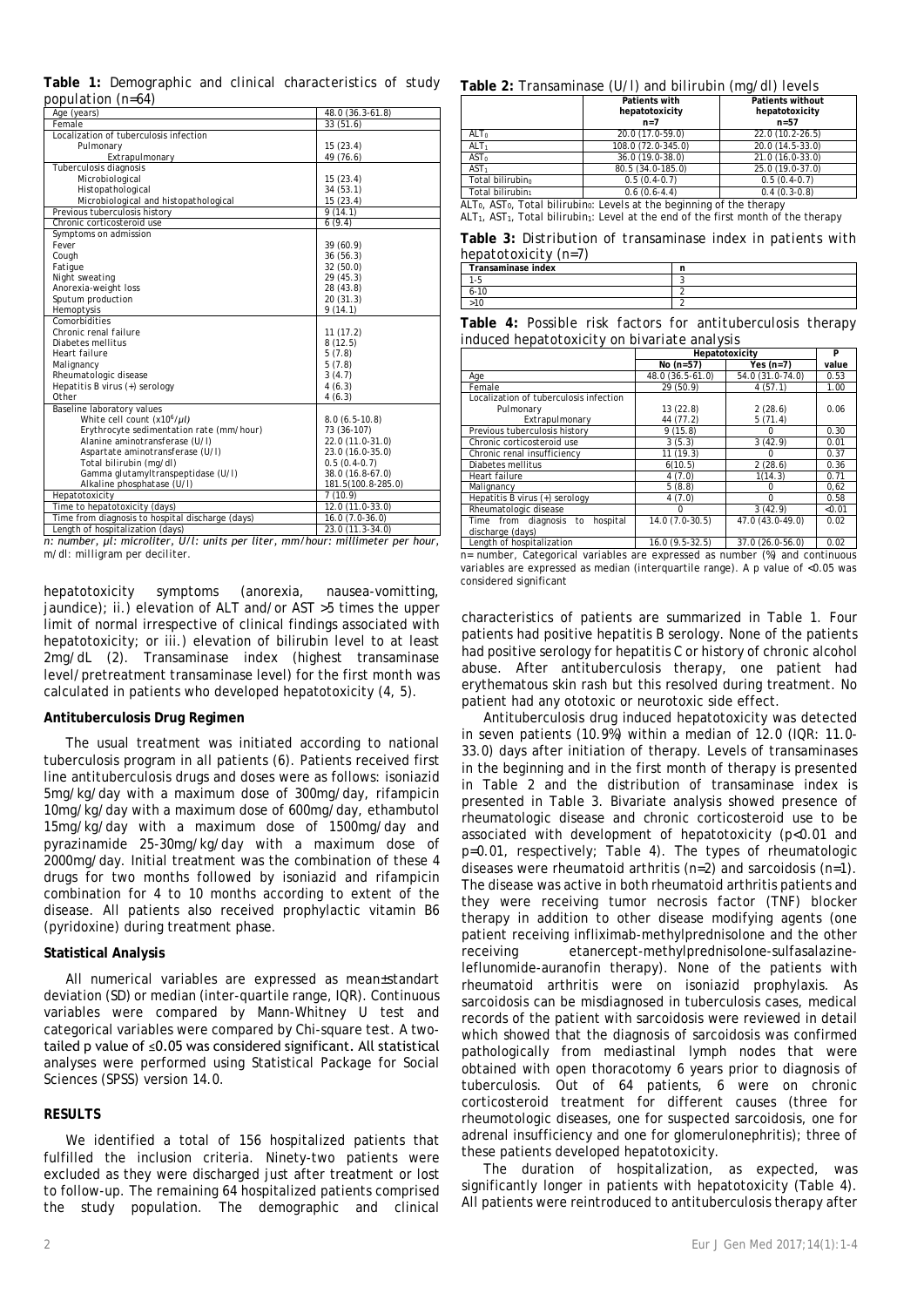**Table 1:** Demographic and clinical characteristics of study population (n=64)

| | |
|---|---|
| Age (years) | 48.0 (36.3-61.8) |
| Female | 33 (51.6) |
| Localization of tuberculosis infection | |
| Pulmonary | 15 (23.4) |
| Extrapulmonary | 49 (76.6) |
| Tuberculosis diagnosis | |
| Microbiological | 15 (23.4) |
| Histopathological | 34 (53.1) |
| Microbiological and histopathological | 15 (23.4) |
| Previous tuberculosis history | 9 (14.1) |
| Chronic corticosteroid use | 6 (9.4) |
| Symptoms on admission | |
| Fever | 39 (60.9) |
| Cough | 36 (56.3) |
| Fatigue | 32 (50.0) |
| Night sweating | 29 (45.3) |
| Anorexia-weight loss | 28 (43.8) |
| Sputum production | 20 (31.3) |
| Hemoptysis | 9 (14.1) |
| Comorbidities | |
| Chronic renal failure | 11 (17.2) |
| Diabetes mellitus | 8 (12.5) |
| Heart failure | 5 (7.8) |
| Malignancy | 5 (7.8) |
| Rheumatologic disease | 3 (4.7) |
| Hepatitis B virus (+) serology | 4 (6.3) |
| Other | 4 (6.3) |
| Baseline laboratory values | |
| White cell count ($x10^6/\mu l$) | 8.0 (6.5-10.8) |
| Erythrocyte sedimentation rate (mm/hour) | 73 (36-107) |
| Alanine aminotransferase (U/l) | 22.0 (11.0-31.0) |
| Aspartate aminotransferase (U/l) | 23.0 (16.0-35.0) |
| Total bilirubin (mg/dl) | 0.5 (0.4-0.7) |
| Gamma glutamyltranspeptidase (U/l) | 38.0 (16.8-67.0) |
| Alkaline phosphatase (U/l) | 181.5(100.8-285.0) |
| Hepatotoxicity | 7 (10.9) |
| Time to hepatotoxicity (days) | 12.0 (11.0-33.0) |
| Time from diagnosis to hospital discharge (days) | 16.0 (7.0-36.0) |
| Length of hospitalization (days) | 23.0 (11.3-34.0) |

*n: number, μl: microliter, U/l: units per liter, mm/hour: millimeter per hour, m/dl: milligram per deciliter.*

hepatotoxicity symptoms (anorexia, nausea-vomitting, jaundice); ii.) elevation of ALT and/or AST >5 times the upper limit of normal irrespective of clinical findings associated with hepatotoxicity; or iii.) elevation of bilirubin level to at least 2mg/dL (2). Transaminase index (highest transaminase level/pretreatment transaminase level) for the first month was calculated in patients who developed hepatotoxicity (4, 5).

**Antituberculosis Drug Regimen**

The usual treatment was initiated according to national tuberculosis program in all patients (6). Patients received first line antituberculosis drugs and doses were as follows: isoniazid 5mg/kg/day with a maximum dose of 300mg/day, rifampicin 10mg/kg/day with a maximum dose of 600mg/day, ethambutol 15mg/kg/day with a maximum dose of 1500mg/day and pyrazinamide 25-30mg/kg/day with a maximum dose of 2000mg/day. Initial treatment was the combination of these 4 drugs for two months followed by isoniazid and rifampicin combination for 4 to 10 months according to extent of the disease. All patients also received prophylactic vitamin B6 (pyridoxine) during treatment phase.

**Statistical Analysis**

All numerical variables are expressed as mean±standart deviation (SD) or median (inter-quartile range, IQR). Continuous variables were compared by Mann-Whitney U test and categorical variables were compared by Chi-square test. A two-tailed p value of ≤0.05 was considered significant. All statistical analyses were performed using Statistical Package for Social Sciences (SPSS) version 14.0.

**RESULTS**

We identified a total of 156 hospitalized patients that fulfilled the inclusion criteria. Ninety-two patients were excluded as they were discharged just after treatment or lost to follow-up. The remaining 64 hospitalized patients comprised the study population. The demographic and clinical characteristics of patients are summarized in Table 1. Four patients had positive hepatitis B serology. None of the patients had positive serology for hepatitis C or history of chronic alcohol abuse. After antituberculosis therapy, one patient had erythematous skin rash but this resolved during treatment. No patient had any ototoxic or neurotoxic side effect.

Antituberculosis drug induced hepatotoxicity was detected in seven patients (10.9%) within a median of 12.0 (IQR: 11.0-33.0) days after initiation of therapy. Levels of transaminases in the beginning and in the first month of therapy is presented in Table 2 and the distribution of transaminase index is presented in Table 3. Bivariate analysis showed presence of rheumatologic disease and chronic corticosteroid use to be associated with development of hepatotoxicity (p<0.01 and p=0.01, respectively; Table 4). The types of rheumatologic diseases were rheumatoid arthritis (n=2) and sarcoidosis (n=1). The disease was active in both rheumatoid arthritis patients and they were receiving tumor necrosis factor (TNF) blocker therapy in addition to other disease modifying agents (one patient receiving infliximab-methylprednisolone and the other receiving etanercept-methylprednisolone-sulfasalazine-leflunomide-auranofin therapy). None of the patients with rheumatoid arthritis were on isoniazid prophylaxis. As sarcoidosis can be misdiagnosed in tuberculosis cases, medical records of the patient with sarcoidosis were reviewed in detail which showed that the diagnosis of sarcoidosis was confirmed pathologically from mediastinal lymph nodes that were obtained with open thoracotomy 6 years prior to diagnosis of tuberculosis. Out of 64 patients, 6 were on chronic corticosteroid treatment for different causes (three for rheumotologic diseases, one for suspected sarcoidosis, one for adrenal insufficiency and one for glomerulonephritis); three of these patients developed hepatotoxicity.

The duration of hospitalization, as expected, was significantly longer in patients with hepatotoxicity (Table 4). All patients were reintroduced to antituberculosis therapy after

**Table 2:** Transaminase (U/l) and bilirubin (mg/dl) levels

| | Patients with hepatotoxicity n=7 | Patients without hepatotoxicity n=57 |
|---|---|---|
| $ALT_0$ | 20.0 (17.0-59.0) | 22.0 (10.2-26.5) |
| $ALT_1$ | 108.0 (72.0-345.0) | 20.0 (14.5-33.0) |
| $AST_0$ | 36.0 (19.0-38.0) | 21.0 (16.0-33.0) |
| $AST_1$ | 80.5 (34.0-185.0) | 25.0 (19.0-37.0) |
| Total $bilirubin_0$ | 0.5 (0.4-0.7) | 0.5 (0.4-0.7) |
| Total $bilirubin_1$ | 0.6 (0.6-4.4) | 0.4 (0.3-0.8) |

$ALT_0$, $AST_0$, Total $bilirubin_0$: Levels at the beginning of the therapy
$ALT_1$, $AST_1$, Total $bilirubin_1$: Level at the end of the first month of the therapy

**Table 3:** Distribution of transaminase index in patients with hepatotoxicity (n=7)

| Transaminase index | n |
|---|---|
| 1-5 | 3 |
| 6-10 | 2 |
| >10 | 2 |

**Table 4:** Possible risk factors for antituberculosis therapy induced hepatotoxicity on bivariate analysis

| | Hepatotoxicity | | P |
|---|---|---|---|
| | No (n=57) | Yes (n=7) | value |
| Age | 48.0 (36.5-61.0) | 54.0 (31.0-74.0) | 0.53 |
| Female | 29 (50.9) | 4 (57.1) | 1.00 |
| Localization of tuberculosis infection | | | |
| Pulmonary | 13 (22.8) | 2 (28.6) | 0.06 |
| Extrapulmonary | 44 (77.2) | 5 (71.4) | |
| Previous tuberculosis history | 9 (15.8) | 0 | 0.30 |
| Chronic corticosteroid use | 3 (5.3) | 3 (42.9) | 0.01 |
| Chronic renal insufficiency | 11 (19.3) | 0 | 0.37 |
| Diabetes mellitus | 6(10.5) | 2 (28.6) | 0.36 |
| Heart failure | 4 (7.0) | 1(14.3) | 0.71 |
| Malignancy | 5 (8.8) | 0 | 0.62 |
| Hepatitis B virus (+) serology | 4 (7.0) | 0 | 0.58 |
| Rheumatologic disease | 0 | 3 (42.9) | <0.01 |
| Time from diagnosis to hospital discharge (days) | 14.0 (7.0-30.5) | 47.0 (43.0-49.0) | 0.02 |
| Length of hospitalization | 16.0 (9.5-32.5) | 37.0 (26.0-56.0) | 0.02 |

n= number, Categorical variables are expressed as number (%) and continuous variables are expressed as median (interquartile range). A p value of <0.05 was considered significant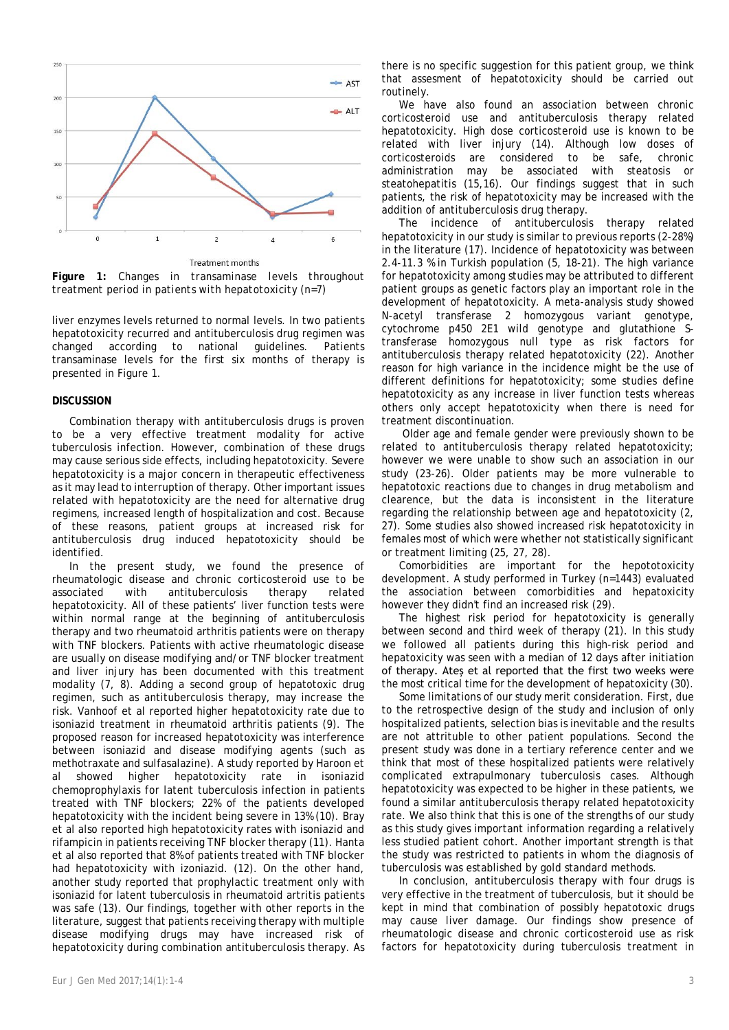Figure 1: Changes in transaminase levels throughout treatment period in patients with hepatotoxicity (n=7)

liver enzymes levels returned to normal levels. In two patients hepatotoxicity recurred and antituberculosis drug regimen was changed according to national guidelines. Patients transaminase levels for the first six months of therapy is presented in Figure 1.

## DISCUSSION

Combination therapy with antituberculosis drugs is proven to be a very effective treatment modality for active tuberculosis infection. However, combination of these drugs may cause serious side effects, including hepatotoxicity. Severe hepatotoxicity is a major concern in therapeutic effectiveness as it may lead to interruption of therapy. Other important issues related with hepatotoxicity are the need for alternative drug regimens, increased length of hospitalization and cost. Because of these reasons, patient groups at increased risk for antituberculosis drug induced hepatotoxicity should be identified.

In the present study, we found the presence of rheumatologic disease and chronic corticosteroid use to be associated with antituberculosis therapy related hepatotoxicity. All of these patients' liver function tests were within normal range at the beginning of antituberculosis therapy and two rheumatoid arthritis patients were on therapy with TNF blockers. Patients with active rheumatologic disease are usually on disease modifying and/or TNF blocker treatment and liver injury has been documented with this treatment modality (7, 8). Adding a second group of hepatotoxic drug regimen, such as antituberculosis therapy, may increase the risk. Vanhoof et al reported higher hepatotoxicity rate due to isoniazid treatment in rheumatoid arthritis patients (9). The proposed reason for increased hepatotoxicity was interference between isoniazid and disease modifying agents (such as methotraxate and sulfasalazine). A study reported by Haroon et al showed higher hepatotoxicity rate in isoniazid chemoprophylaxis for latent tuberculosis infection in patients treated with TNF blockers; 22% of the patients developed hepatotoxicity with the incident being severe in 13% (10). Bray et al also reported high hepatotoxicity rates with isoniazid and rifampicin in patients receiving TNF blocker therapy (11). Hanta et al also reported that 8% of patients treated with TNF blocker had hepatotoxicity with izoniazid. (12). On the other hand, another study reported that prophylactic treatment only with isoniazid for latent tuberculosis in rheumatoid artritis patients was safe (13). Our findings, together with other reports in the literature, suggest that patients receiving therapy with multiple disease modifying drugs may have increased risk of hepatotoxicity during combination antituberculosis therapy. As there is no specific suggestion for this patient group, we think that assesment of hepatotoxicity should be carried out routinely.

We have also found an association between chronic corticosteroid use and antituberculosis therapy related hepatotoxicity. High dose corticosteroid use is known to be related with liver injury (14). Although low doses of corticosteroids are considered to be safe, chronic administration may be associated with steatosis or steatohepatitis (15,16). Our findings suggest that in such patients, the risk of hepatotoxicity may be increased with the addition of antituberculosis drug therapy.

The incidence of antituberculosis therapy related hepatotoxicity in our study is similar to previous reports (2-28%) in the literature (17). Incidence of hepatotoxicity was between 2.4-11.3 % in Turkish population (5, 18-21). The high variance for hepatotoxicity among studies may be attributed to different patient groups as genetic factors play an important role in the development of hepatotoxicity. A meta-analysis study showed N-acetyl transferase 2 homozygous variant genotype, cytochrome p450 2E1 wild genotype and glutathione S-transferase homozygous null type as risk factors for antituberculosis therapy related hepatotoxicity (22). Another reason for high variance in the incidence might be the use of different definitions for hepatotoxicity; some studies define hepatotoxicity as any increase in liver function tests whereas others only accept hepatotoxicity when there is need for treatment discontinuation.

Older age and female gender were previously shown to be related to antituberculosis therapy related hepatotoxicity; however we were unable to show such an association in our study (23-26). Older patients may be more vulnerable to hepatotoxic reactions due to changes in drug metabolism and clearence, but the data is inconsistent in the literature regarding the relationship between age and hepatotoxicity (2, 27). Some studies also showed increased risk hepatotoxicity in females most of which were whether not statistically significant or treatment limiting (25, 27, 28).

Comorbidities are important for the hepototoxicity development. A study performed in Turkey (n=1443) evaluated the association between comorbidities and hepatoxicity however they didn't find an increased risk (29).

The highest risk period for hepatotoxicity is generally between second and third week of therapy (21). In this study we followed all patients during this high-risk period and hepatoxicity was seen with a median of 12 days after initiation of therapy. Ateş et al reported that the first two weeks were the most critical time for the development of hepatoxicity (30).

Some limitations of our study merit consideration. First, due to the retrospective design of the study and inclusion of only hospitalized patients, selection bias is inevitable and the results are not attributle to other patient populations. Second the present study was done in a tertiary reference center and we think that most of these hospitalized patients were relatively complicated extrapulmonary tuberculosis cases. Although hepatotoxicity was expected to be higher in these patients, we found a similar antituberculosis therapy related hepatotoxicity rate. We also think that this is one of the strengths of our study as this study gives important information regarding a relatively less studied patient cohort. Another important strength is that the study was restricted to patients in whom the diagnosis of tuberculosis was established by gold standard methods.

In conclusion, antituberculosis therapy with four drugs is very effective in the treatment of tuberculosis, but it should be kept in mind that combination of possibly hepatotoxic drugs may cause liver damage. Our findings show presence of rheumatologic disease and chronic corticosteroid use as risk factors for hepatotoxicity during tuberculosis treatment in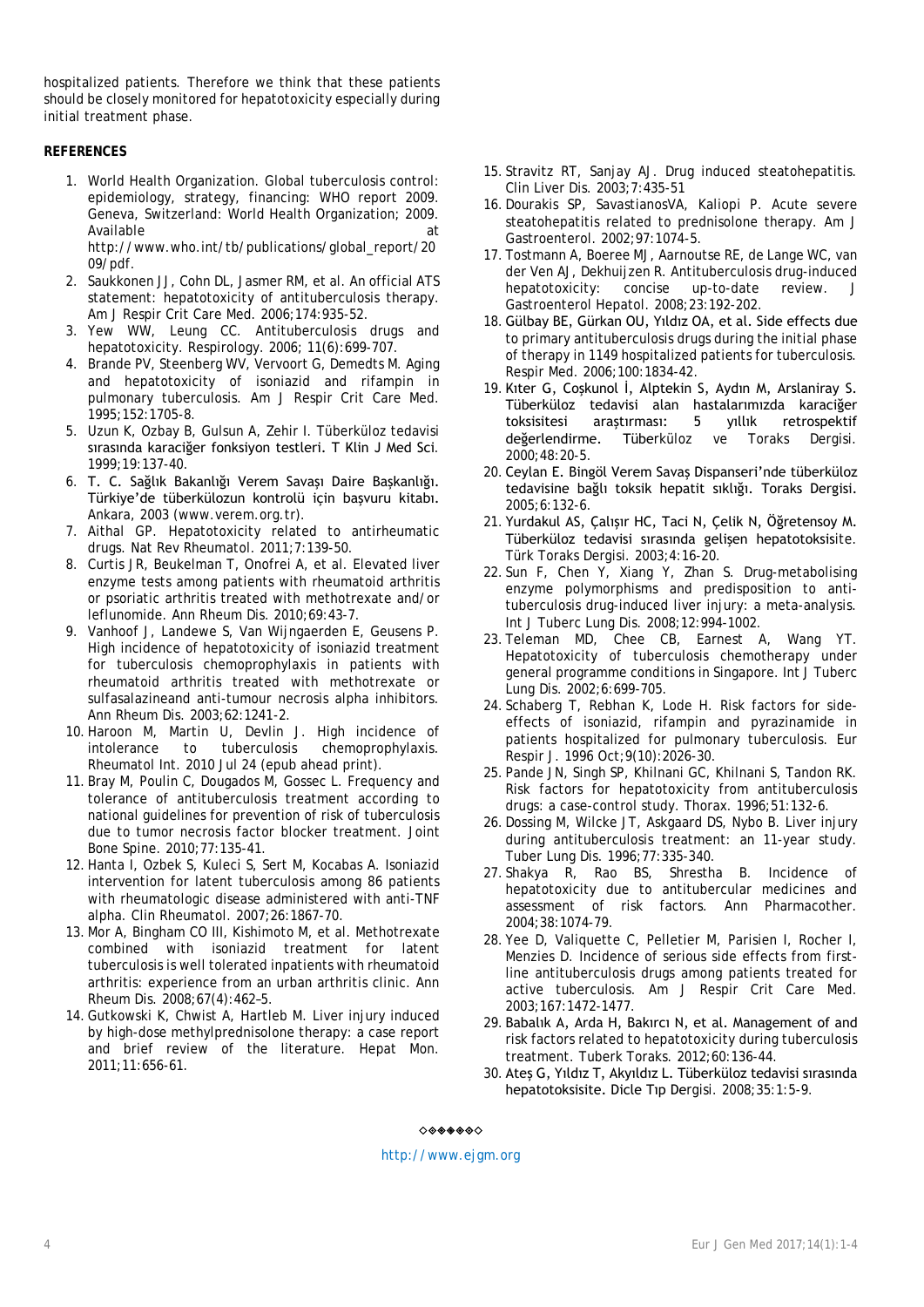hospitalized patients. Therefore we think that these patients should be closely monitored for hepatotoxicity especially during initial treatment phase.

## REFERENCES

1. World Health Organization. Global tuberculosis control: epidemiology, strategy, financing: WHO report 2009. Geneva, Switzerland: World Health Organization; 2009. Available at http://www.who.int/tb/publications/global_report/2009/pdf.
2. Saukkonen JJ, Cohn DL, Jasmer RM, et al. An official ATS statement: hepatotoxicity of antituberculosis therapy. Am J Respir Crit Care Med. 2006;174:935-52.
3. Yew WW, Leung CC. Antituberculosis drugs and hepatotoxicity. Respirology. 2006; 11(6):699-707.
4. Brande PV, Steenberg WV, Vervoort G, Demedts M. Aging and hepatotoxicity of isoniazid and rifampin in pulmonary tuberculosis. Am J Respir Crit Care Med. 1995;152:1705-8.
5. Uzun K, Ozbay B, Gulsun A, Zehir I. Tüberküloz tedavisi sırasında karaciğer fonksiyon testleri. T Klin J Med Sci. 1999;19:137-40.
6. T. C. Sağlık Bakanlığı Verem Savaşı Daire Başkanlığı. Türkiye'de tüberkülozun kontrolü için başvuru kitabı. Ankara, 2003 (www.verem.org.tr).
7. Aithal GP. Hepatotoxicity related to antirheumatic drugs. Nat Rev Rheumatol. 2011;7:139-50.
8. Curtis JR, Beukelman T, Onofrei A, et al. Elevated liver enzyme tests among patients with rheumatoid arthritis or psoriatic arthritis treated with methotrexate and/or leflunomide. Ann Rheum Dis. 2010;69:43-7.
9. Vanhoof J, Landewe S, Van Wijngaerden E, Geusens P. High incidence of hepatotoxicity of isoniazid treatment for tuberculosis chemoprophylaxis in patients with rheumatoid arthritis treated with methotrexate or sulfasalazineand anti-tumour necrosis alpha inhibitors. Ann Rheum Dis. 2003;62:1241-2.
10. Haroon M, Martin U, Devlin J. High incidence of intolerance to tuberculosis chemoprophylaxis. Rheumatol Int. 2010 Jul 24 (epub ahead print).
11. Bray M, Poulin C, Dougados M, Gossec L. Frequency and tolerance of antituberculosis treatment according to national guidelines for prevention of risk of tuberculosis due to tumor necrosis factor blocker treatment. Joint Bone Spine. 2010;77:135-41.
12. Hanta I, Ozbek S, Kuleci S, Sert M, Kocabas A. Isoniazid intervention for latent tuberculosis among 86 patients with rheumatologic disease administered with anti-TNF alpha. Clin Rheumatol. 2007;26:1867-70.
13. Mor A, Bingham CO III, Kishimoto M, et al. Methotrexate combined with isoniazid treatment for latent tuberculosis is well tolerated inpatients with rheumatoid arthritis: experience from an urban arthritis clinic. Ann Rheum Dis. 2008;67(4):462–5.
14. Gutkowski K, Chwist A, Hartleb M. Liver injury induced by high-dose methylprednisolone therapy: a case report and brief review of the literature. Hepat Mon. 2011;11:656-61.
15. Stravitz RT, Sanjay AJ. Drug induced steatohepatitis. Clin Liver Dis. 2003;7:435-51
16. Dourakis SP, SavastianosVA, Kaliopi P. Acute severe steatohepatitis related to prednisolone therapy. Am J Gastroenterol. 2002;97:1074-5.
17. Tostmann A, Boeree MJ, Aarnoutse RE, de Lange WC, van der Ven AJ, Dekhuijzen R. Antituberculosis drug-induced hepatotoxicity: concise up-to-date review. J Gastroenterol Hepatol. 2008;23:192-202.
18. Gülbay BE, Gürkan OU, Yıldız OA, et al. Side effects due to primary antituberculosis drugs during the initial phase of therapy in 1149 hospitalized patients for tuberculosis. Respir Med. 2006;100:1834-42.
19. Kıter G, Coşkunol İ, Alptekin S, Aydın M, Arslaniray S. Tüberküloz tedavisi alan hastalarımızda karaciğer toksisitesi araştırması: 5 yıllık retrospektif değerlendirme. Tüberküloz ve Toraks Dergisi. 2000;48:20-5.
20. Ceylan E. Bingöl Verem Savaş Dispanseri'nde tüberküloz tedavisine bağlı toksik hepatit sıklığı. Toraks Dergisi. 2005;6:132-6.
21. Yurdakul AS, Çalışır HC, Taci N, Çelik N, Öğretensoy M. Tüberküloz tedavisi sırasında gelişen hepatotoksisite. Türk Toraks Dergisi. 2003;4:16-20.
22. Sun F, Chen Y, Xiang Y, Zhan S. Drug-metabolising enzyme polymorphisms and predisposition to anti-tuberculosis drug-induced liver injury: a meta-analysis. Int J Tuberc Lung Dis. 2008;12:994-1002.
23. Teleman MD, Chee CB, Earnest A, Wang YT. Hepatotoxicity of tuberculosis chemotherapy under general programme conditions in Singapore. Int J Tuberc Lung Dis. 2002;6:699-705.
24. Schaberg T, Rebhan K, Lode H. Risk factors for side-effects of isoniazid, rifampin and pyrazinamide in patients hospitalized for pulmonary tuberculosis. Eur Respir J. 1996 Oct;9(10):2026-30.
25. Pande JN, Singh SP, Khilnani GC, Khilnani S, Tandon RK. Risk factors for hepatotoxicity from antituberculosis drugs: a case-control study. Thorax. 1996;51:132-6.
26. Dossing M, Wilcke JT, Askgaard DS, Nybo B. Liver injury during antituberculosis treatment: an 11-year study. Tuber Lung Dis. 1996;77:335-340.
27. Shakya R, Rao BS, Shrestha B. Incidence of hepatotoxicity due to antitubercular medicines and assessment of risk factors. Ann Pharmacother. 2004;38:1074-79.
28. Yee D, Valiquette C, Pelletier M, Parisien I, Rocher I, Menzies D. Incidence of serious side effects from first-line antituberculosis drugs among patients treated for active tuberculosis. Am J Respir Crit Care Med. 2003;167:1472-1477.
29. Babalık A, Arda H, Bakırcı N, et al. Management of and risk factors related to hepatotoxicity during tuberculosis treatment. Tuberk Toraks. 2012;60:136-44.
30. Ateş G, Yıldız T, Akyıldız L. Tüberküloz tedavisi sırasında hepatotoksisite. Dicle Tıp Dergisi. 2008;35:1:5-9.

◇◈◈◈◈◈◇

http://www.ejgm.org